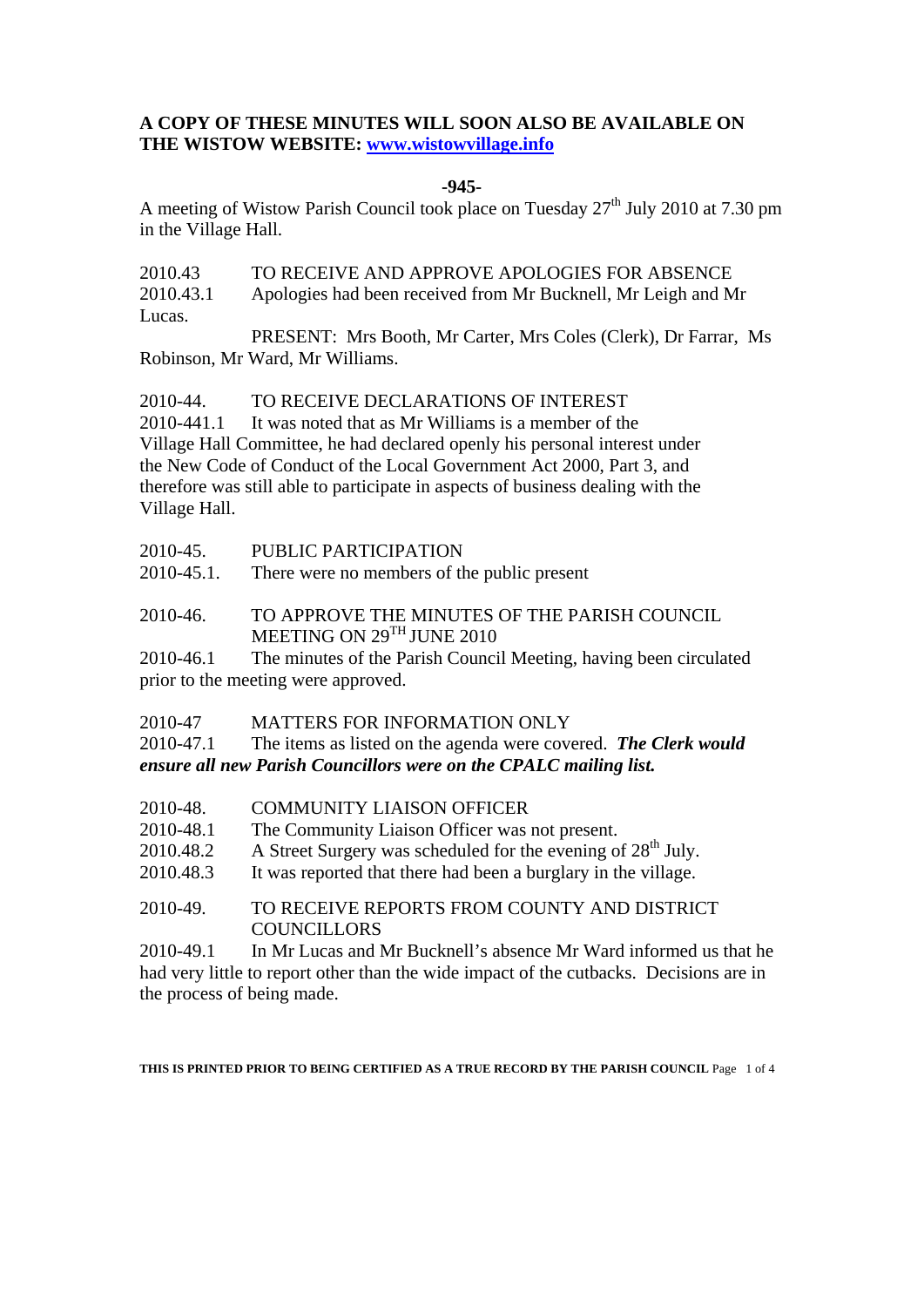**A COPY OF THESE MINUTES WILL SOON ALSO BE AVAILABLE ON THE WISTOW WEBSITE: www.wistowvillage.info**

**-945-**

A meeting of Wistow Parish Council took place on Tuesday 27th July 2010 at 7.30 pm in the Village Hall.

2010.43 TO RECEIVE AND APPROVE APOLOGIES FOR ABSENCE

2010.43.1 Apologies had been received from Mr Bucknell, Mr Leigh and Mr Lucas.

PRESENT: Mrs Booth, Mr Carter, Mrs Coles (Clerk), Dr Farrar, Ms Robinson, Mr Ward, Mr Williams.

2010-44. TO RECEIVE DECLARATIONS OF INTEREST

2010-441.1 It was noted that as Mr Williams is a member of the Village Hall Committee, he had declared openly his personal interest under the New Code of Conduct of the Local Government Act 2000, Part 3, and therefore was still able to participate in aspects of business dealing with the Village Hall.

2010-45. PUBLIC PARTICIPATION

2010-45.1. There were no members of the public present

2010-46. TO APPROVE THE MINUTES OF THE PARISH COUNCIL MEETING ON 29TH JUNE 2010

2010-46.1 The minutes of the Parish Council Meeting, having been circulated prior to the meeting were approved.

2010-47 MATTERS FOR INFORMATION ONLY

2010-47.1 The items as listed on the agenda were covered. ***The Clerk would ensure all new Parish Councillors were on the CPALC mailing list.***

2010-48. COMMUNITY LIAISON OFFICER

2010-48.1 The Community Liaison Officer was not present.

2010.48.2 A Street Surgery was scheduled for the evening of 28th July.

2010.48.3 It was reported that there had been a burglary in the village.

2010-49. TO RECEIVE REPORTS FROM COUNTY AND DISTRICT COUNCILLORS

2010-49.1 In Mr Lucas and Mr Bucknell's absence Mr Ward informed us that he had very little to report other than the wide impact of the cutbacks. Decisions are in the process of being made.

**THIS IS PRINTED PRIOR TO BEING CERTIFIED AS A TRUE RECORD BY THE PARISH COUNCIL**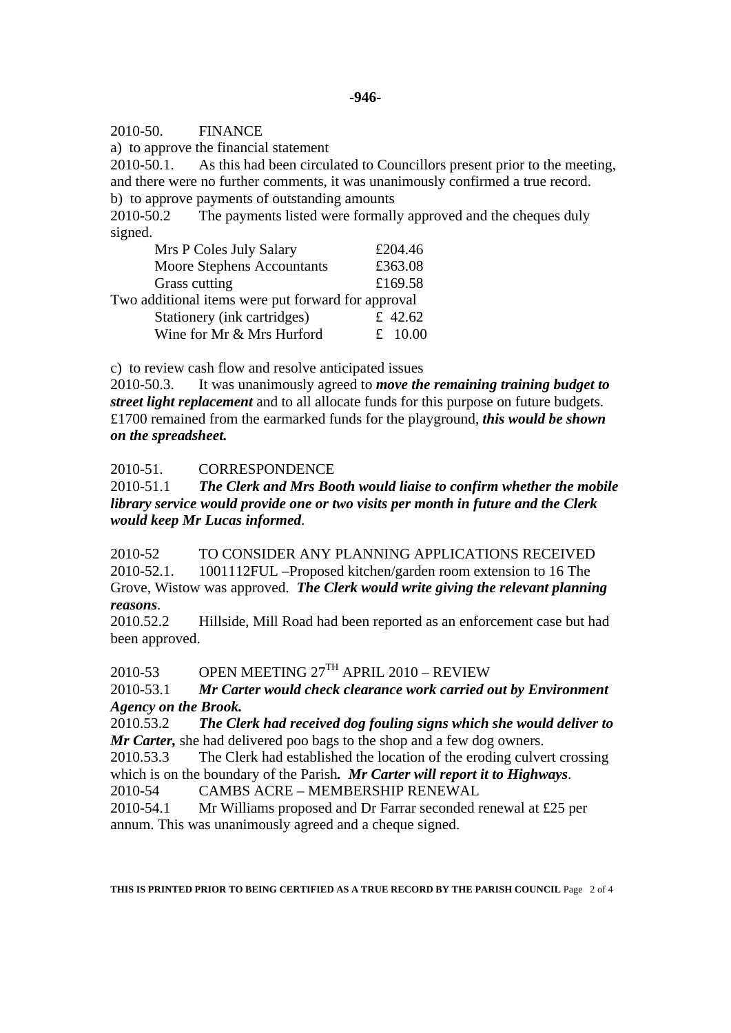-946-

2010-50. FINANCE

a) to approve the financial statement

2010-50.1. As this had been circulated to Councillors present prior to the meeting, and there were no further comments, it was unanimously confirmed a true record.

b) to approve payments of outstanding amounts

2010-50.2 The payments listed were formally approved and the cheques duly signed.

| | |
|---|---|
| Mrs P Coles July Salary | £204.46 |
| Moore Stephens Accountants | £363.08 |
| Grass cutting | £169.58 |

Two additional items were put forward for approval

| | |
|---|---|
| Stationery (ink cartridges) | £ 42.62 |
| Wine for Mr & Mrs Hurford | £ 10.00 |

c) to review cash flow and resolve anticipated issues

2010-50.3. It was unanimously agreed to ***move the remaining training budget to street light replacement*** and to all allocate funds for this purpose on future budgets. £1700 remained from the earmarked funds for the playground, ***this would be shown on the spreadsheet.***

2010-51. CORRESPONDENCE

2010-51.1 ***The Clerk and Mrs Booth would liaise to confirm whether the mobile library service would provide one or two visits per month in future and the Clerk would keep Mr Lucas informed***.

2010-52 TO CONSIDER ANY PLANNING APPLICATIONS RECEIVED

2010-52.1. 1001112FUL –Proposed kitchen/garden room extension to 16 The Grove, Wistow was approved. ***The Clerk would write giving the relevant planning reasons***.

2010.52.2 Hillside, Mill Road had been reported as an enforcement case but had been approved.

2010-53 OPEN MEETING 27TH APRIL 2010 – REVIEW

2010-53.1 ***Mr Carter would check clearance work carried out by Environment Agency on the Brook.***

2010.53.2 ***The Clerk had received dog fouling signs which she would deliver to Mr Carter,*** she had delivered poo bags to the shop and a few dog owners.

2010.53.3 The Clerk had established the location of the eroding culvert crossing which is on the boundary of the Parish***. Mr Carter will report it to Highways***.

2010-54 CAMBS ACRE – MEMBERSHIP RENEWAL

2010-54.1 Mr Williams proposed and Dr Farrar seconded renewal at £25 per annum. This was unanimously agreed and a cheque signed.

**THIS IS PRINTED PRIOR TO BEING CERTIFIED AS A TRUE RECORD BY THE PARISH COUNCIL**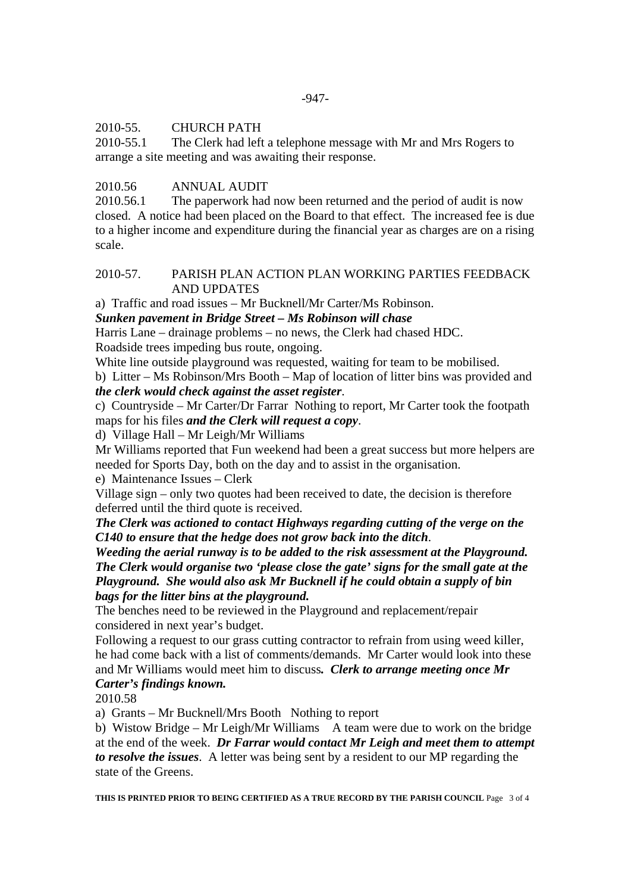2010-55. CHURCH PATH

2010-55.1 The Clerk had left a telephone message with Mr and Mrs Rogers to arrange a site meeting and was awaiting their response.

2010.56 ANNUAL AUDIT

2010.56.1 The paperwork had now been returned and the period of audit is now closed. A notice had been placed on the Board to that effect. The increased fee is due to a higher income and expenditure during the financial year as charges are on a rising scale.

2010-57. PARISH PLAN ACTION PLAN WORKING PARTIES FEEDBACK AND UPDATES

a) Traffic and road issues – Mr Bucknell/Mr Carter/Ms Robinson.

***Sunken pavement in Bridge Street – Ms Robinson will chase***

Harris Lane – drainage problems – no news, the Clerk had chased HDC.

Roadside trees impeding bus route, ongoing.

White line outside playground was requested, waiting for team to be mobilised.

b) Litter – Ms Robinson/Mrs Booth – Map of location of litter bins was provided and ***the clerk would check against the asset register***.

c) Countryside – Mr Carter/Dr Farrar Nothing to report, Mr Carter took the footpath maps for his files ***and the Clerk will request a copy***.

d) Village Hall – Mr Leigh/Mr Williams

Mr Williams reported that Fun weekend had been a great success but more helpers are needed for Sports Day, both on the day and to assist in the organisation.

e) Maintenance Issues – Clerk

Village sign – only two quotes had been received to date, the decision is therefore deferred until the third quote is received.

***The Clerk was actioned to contact Highways regarding cutting of the verge on the C140 to ensure that the hedge does not grow back into the ditch***.

***Weeding the aerial runway is to be added to the risk assessment at the Playground. The Clerk would organise two 'please close the gate' signs for the small gate at the Playground. She would also ask Mr Bucknell if he could obtain a supply of bin bags for the litter bins at the playground.***

The benches need to be reviewed in the Playground and replacement/repair considered in next year's budget.

Following a request to our grass cutting contractor to refrain from using weed killer, he had come back with a list of comments/demands. Mr Carter would look into these and Mr Williams would meet him to discuss***. Clerk to arrange meeting once Mr Carter's findings known.***

2010.58

a) Grants – Mr Bucknell/Mrs Booth Nothing to report

b) Wistow Bridge – Mr Leigh/Mr Williams A team were due to work on the bridge at the end of the week. ***Dr Farrar would contact Mr Leigh and meet them to attempt to resolve the issues***. A letter was being sent by a resident to our MP regarding the state of the Greens.

**THIS IS PRINTED PRIOR TO BEING CERTIFIED AS A TRUE RECORD BY THE PARISH COUNCIL**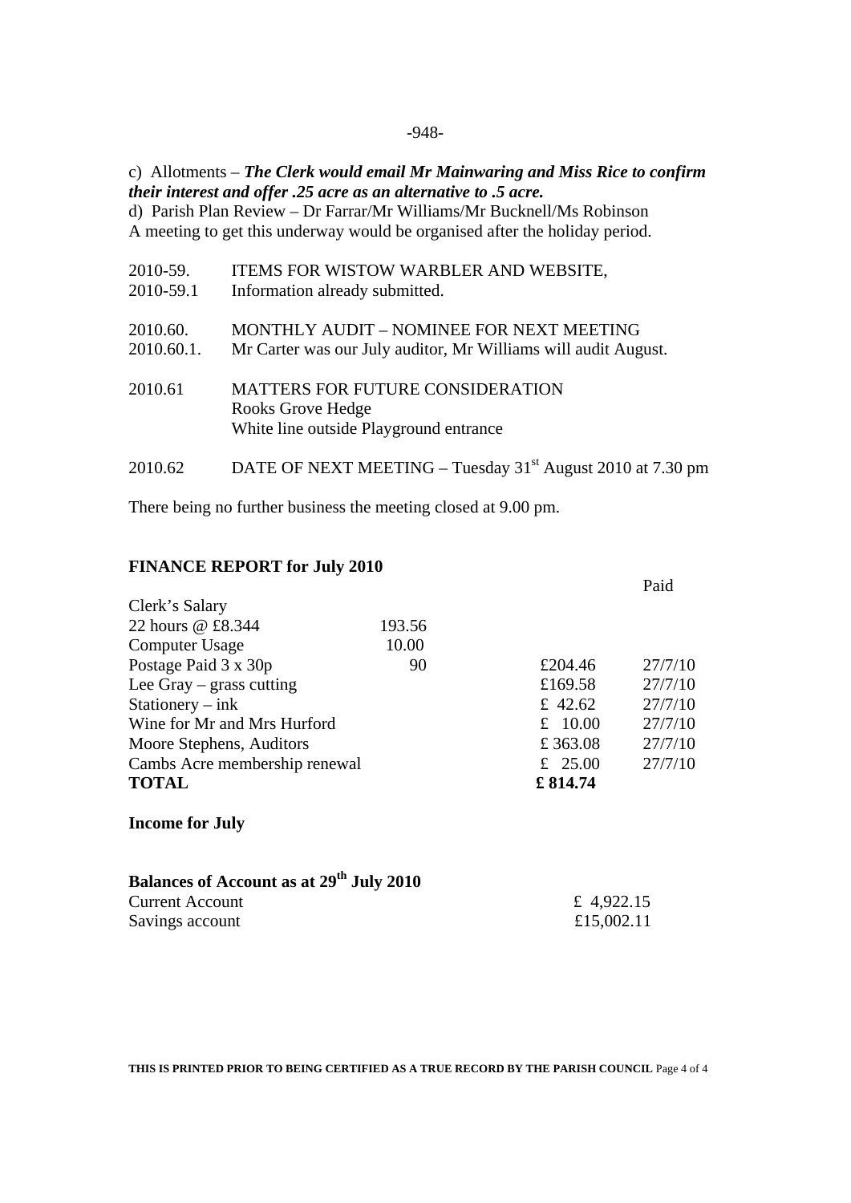c) Allotments – ***The Clerk would email Mr Mainwaring and Miss Rice to confirm their interest and offer .25 acre as an alternative to .5 acre.***

d) Parish Plan Review – Dr Farrar/Mr Williams/Mr Bucknell/Ms Robinson
A meeting to get this underway would be organised after the holiday period.

| | |
|---|---|
| 2010-59. | ITEMS FOR WISTOW WARBLER AND WEBSITE, |
| 2010-59.1 | Information already submitted. |
| 2010.60. | MONTHLY AUDIT – NOMINEE FOR NEXT MEETING |
| 2010.60.1. | Mr Carter was our July auditor, Mr Williams will audit August. |
| 2010.61 | MATTERS FOR FUTURE CONSIDERATION<br>Rooks Grove Hedge<br>White line outside Playground entrance |
| 2010.62 | DATE OF NEXT MEETING – Tuesday 31st August 2010 at 7.30 pm |

There being no further business the meeting closed at 9.00 pm.

**FINANCE REPORT for July 2010**

| | | | Paid |
|---|---|---|---|
| Clerk's Salary | | | |
| 22 hours @ £8.344 | 193.56 | | |
| Computer Usage | 10.00 | | |
| Postage Paid 3 x 30p | 90 | £204.46 | 27/7/10 |
| Lee Gray – grass cutting | | £169.58 | 27/7/10 |
| Stationery – ink | | £ 42.62 | 27/7/10 |
| Wine for Mr and Mrs Hurford | | £ 10.00 | 27/7/10 |
| Moore Stephens, Auditors | | £ 363.08 | 27/7/10 |
| Cambs Acre membership renewal | | £ 25.00 | 27/7/10 |
| **TOTAL** | | **£ 814.74** | |

**Income for July**

**Balances of Account as at 29th July 2010**

| | |
|---|---|
| Current Account | £ 4,922.15 |
| Savings account | £15,002.11 |

**THIS IS PRINTED PRIOR TO BEING CERTIFIED AS A TRUE RECORD BY THE PARISH COUNCIL**